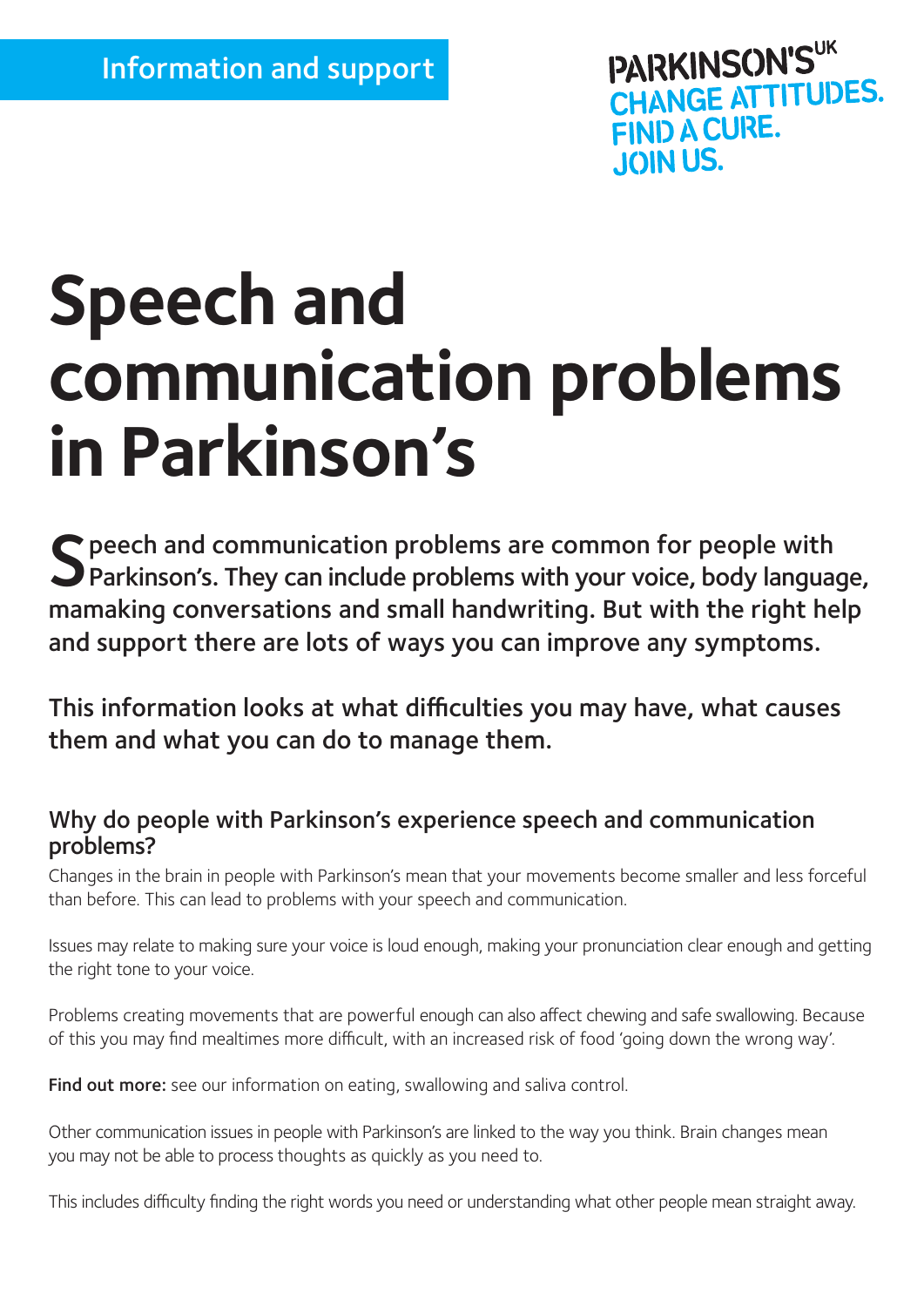Information and support

PARKINSON'S[UK]
CHANGE ATTITUDES.
FIND A CURE.
JOIN US.

# Speech and communication problems in Parkinson's

**Speech and communication problems are common for people with Parkinson's. They can include problems with your voice, body language, mamaking conversations and small handwriting. But with the right help and support there are lots of ways you can improve any symptoms.**

**This information looks at what difficulties you may have, what causes them and what you can do to manage them.**

## Why do people with Parkinson's experience speech and communication problems?

Changes in the brain in people with Parkinson's mean that your movements become smaller and less forceful than before. This can lead to problems with your speech and communication.

Issues may relate to making sure your voice is loud enough, making your pronunciation clear enough and getting the right tone to your voice.

Problems creating movements that are powerful enough can also affect chewing and safe swallowing. Because of this you may find mealtimes more difficult, with an increased risk of food 'going down the wrong way'.

**Find out more:** see our information on eating, swallowing and saliva control.

Other communication issues in people with Parkinson's are linked to the way you think. Brain changes mean you may not be able to process thoughts as quickly as you need to.

This includes difficulty finding the right words you need or understanding what other people mean straight away.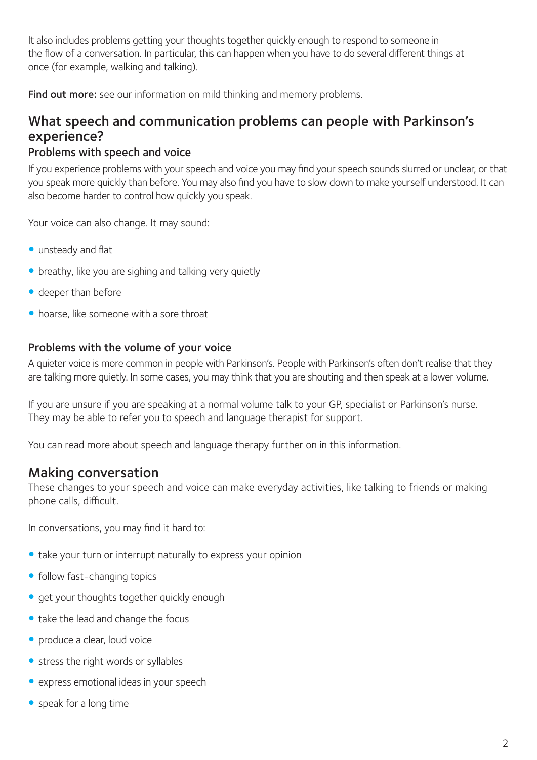It also includes problems getting your thoughts together quickly enough to respond to someone in the flow of a conversation. In particular, this can happen when you have to do several different things at once (for example, walking and talking).

**Find out more:** see our information on mild thinking and memory problems.

## What speech and communication problems can people with Parkinson's experience?

### Problems with speech and voice

If you experience problems with your speech and voice you may find your speech sounds slurred or unclear, or that you speak more quickly than before. You may also find you have to slow down to make yourself understood. It can also become harder to control how quickly you speak.

Your voice can also change. It may sound:

- unsteady and flat
- breathy, like you are sighing and talking very quietly
- deeper than before
- hoarse, like someone with a sore throat

### Problems with the volume of your voice

A quieter voice is more common in people with Parkinson's. People with Parkinson's often don't realise that they are talking more quietly. In some cases, you may think that you are shouting and then speak at a lower volume.

If you are unsure if you are speaking at a normal volume talk to your GP, specialist or Parkinson's nurse. They may be able to refer you to speech and language therapist for support.

You can read more about speech and language therapy further on in this information.

## Making conversation

These changes to your speech and voice can make everyday activities, like talking to friends or making phone calls, difficult.

In conversations, you may find it hard to:

- take your turn or interrupt naturally to express your opinion
- follow fast-changing topics
- get your thoughts together quickly enough
- take the lead and change the focus
- produce a clear, loud voice
- stress the right words or syllables
- express emotional ideas in your speech
- speak for a long time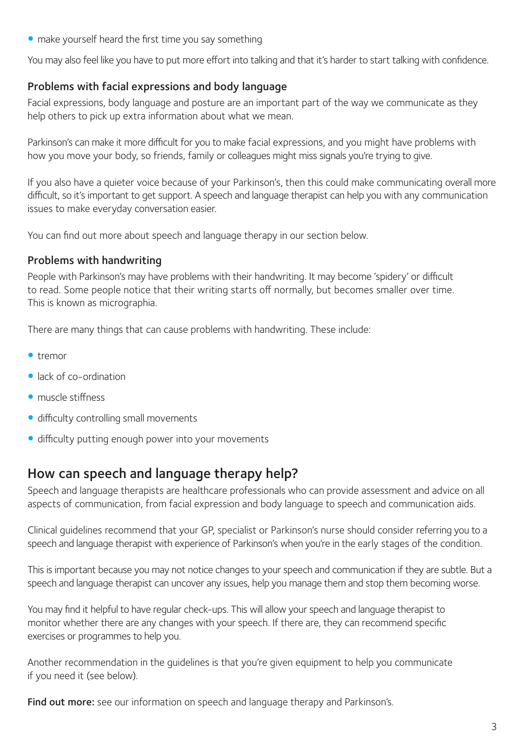- make yourself heard the first time you say something

You may also feel like you have to put more effort into talking and that it's harder to start talking with confidence.

### Problems with facial expressions and body language

Facial expressions, body language and posture are an important part of the way we communicate as they help others to pick up extra information about what we mean.

Parkinson's can make it more difficult for you to make facial expressions, and you might have problems with how you move your body, so friends, family or colleagues might miss signals you're trying to give.

If you also have a quieter voice because of your Parkinson's, then this could make communicating overall more difficult, so it's important to get support. A speech and language therapist can help you with any communication issues to make everyday conversation easier.

You can find out more about speech and language therapy in our section below.

### Problems with handwriting

People with Parkinson's may have problems with their handwriting. It may become 'spidery' or difficult to read. Some people notice that their writing starts off normally, but becomes smaller over time. This is known as micrographia.

There are many things that can cause problems with handwriting. These include:

- tremor
- lack of co-ordination
- muscle stiffness
- difficulty controlling small movements
- difficulty putting enough power into your movements

## How can speech and language therapy help?

Speech and language therapists are healthcare professionals who can provide assessment and advice on all aspects of communication, from facial expression and body language to speech and communication aids.

Clinical guidelines recommend that your GP, specialist or Parkinson's nurse should consider referring you to a speech and language therapist with experience of Parkinson's when you're in the early stages of the condition.

This is important because you may not notice changes to your speech and communication if they are subtle. But a speech and language therapist can uncover any issues, help you manage them and stop them becoming worse.

You may find it helpful to have regular check-ups. This will allow your speech and language therapist to monitor whether there are any changes with your speech. If there are, they can recommend specific exercises or programmes to help you.

Another recommendation in the guidelines is that you're given equipment to help you communicate if you need it (see below).

**Find out more:** see our information on speech and language therapy and Parkinson's.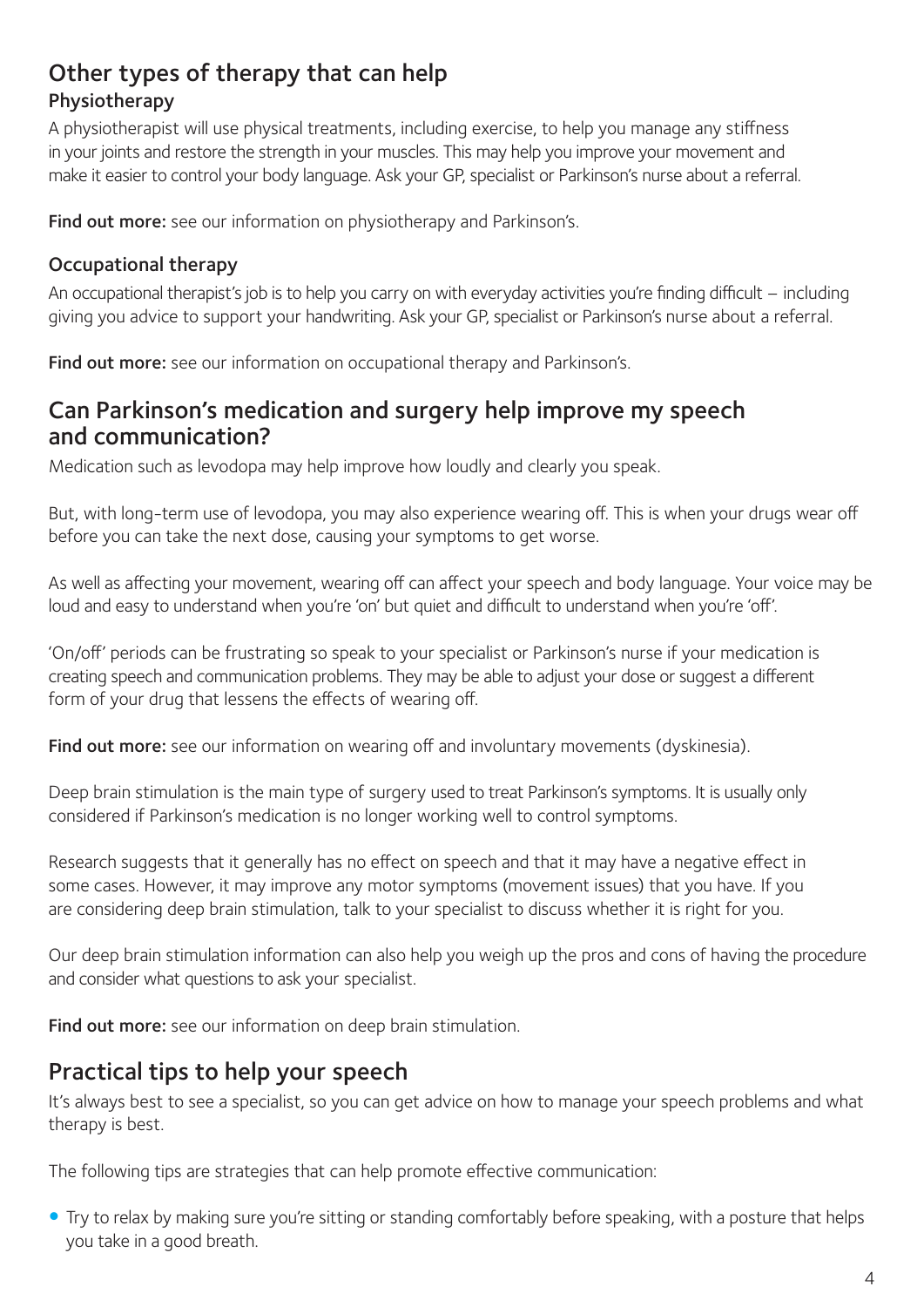## Other types of therapy that can help

### Physiotherapy

A physiotherapist will use physical treatments, including exercise, to help you manage any stiffness in your joints and restore the strength in your muscles. This may help you improve your movement and make it easier to control your body language. Ask your GP, specialist or Parkinson's nurse about a referral.

**Find out more:** see our information on physiotherapy and Parkinson's.

### Occupational therapy

An occupational therapist's job is to help you carry on with everyday activities you're finding difficult – including giving you advice to support your handwriting. Ask your GP, specialist or Parkinson's nurse about a referral.

**Find out more:** see our information on occupational therapy and Parkinson's.

## Can Parkinson's medication and surgery help improve my speech and communication?

Medication such as levodopa may help improve how loudly and clearly you speak.

But, with long-term use of levodopa, you may also experience wearing off. This is when your drugs wear off before you can take the next dose, causing your symptoms to get worse.

As well as affecting your movement, wearing off can affect your speech and body language. Your voice may be loud and easy to understand when you're 'on' but quiet and difficult to understand when you're 'off'.

'On/off' periods can be frustrating so speak to your specialist or Parkinson's nurse if your medication is creating speech and communication problems. They may be able to adjust your dose or suggest a different form of your drug that lessens the effects of wearing off.

**Find out more:** see our information on wearing off and involuntary movements (dyskinesia).

Deep brain stimulation is the main type of surgery used to treat Parkinson's symptoms. It is usually only considered if Parkinson's medication is no longer working well to control symptoms.

Research suggests that it generally has no effect on speech and that it may have a negative effect in some cases. However, it may improve any motor symptoms (movement issues) that you have. If you are considering deep brain stimulation, talk to your specialist to discuss whether it is right for you.

Our deep brain stimulation information can also help you weigh up the pros and cons of having the procedure and consider what questions to ask your specialist.

**Find out more:** see our information on deep brain stimulation.

## Practical tips to help your speech

It's always best to see a specialist, so you can get advice on how to manage your speech problems and what therapy is best.

The following tips are strategies that can help promote effective communication:

- Try to relax by making sure you're sitting or standing comfortably before speaking, with a posture that helps you take in a good breath.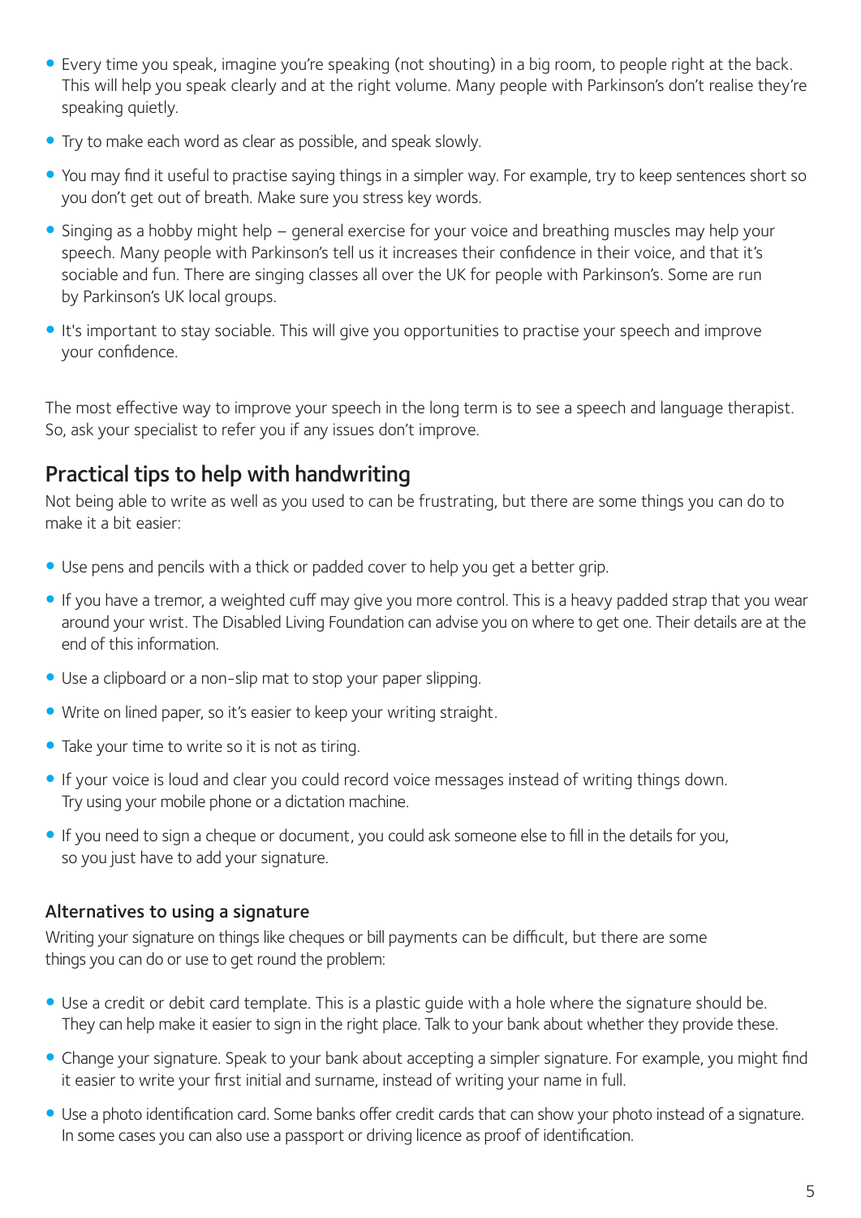- Every time you speak, imagine you're speaking (not shouting) in a big room, to people right at the back. This will help you speak clearly and at the right volume. Many people with Parkinson's don't realise they're speaking quietly.
- Try to make each word as clear as possible, and speak slowly.
- You may find it useful to practise saying things in a simpler way. For example, try to keep sentences short so you don't get out of breath. Make sure you stress key words.
- Singing as a hobby might help – general exercise for your voice and breathing muscles may help your speech. Many people with Parkinson's tell us it increases their confidence in their voice, and that it's sociable and fun. There are singing classes all over the UK for people with Parkinson's. Some are run by Parkinson's UK local groups.
- It's important to stay sociable. This will give you opportunities to practise your speech and improve your confidence.

The most effective way to improve your speech in the long term is to see a speech and language therapist. So, ask your specialist to refer you if any issues don't improve.

## Practical tips to help with handwriting

Not being able to write as well as you used to can be frustrating, but there are some things you can do to make it a bit easier:

- Use pens and pencils with a thick or padded cover to help you get a better grip.
- If you have a tremor, a weighted cuff may give you more control. This is a heavy padded strap that you wear around your wrist. The Disabled Living Foundation can advise you on where to get one. Their details are at the end of this information.
- Use a clipboard or a non-slip mat to stop your paper slipping.
- Write on lined paper, so it's easier to keep your writing straight.
- Take your time to write so it is not as tiring.
- If your voice is loud and clear you could record voice messages instead of writing things down. Try using your mobile phone or a dictation machine.
- If you need to sign a cheque or document, you could ask someone else to fill in the details for you, so you just have to add your signature.

### Alternatives to using a signature

Writing your signature on things like cheques or bill payments can be difficult, but there are some things you can do or use to get round the problem:

- Use a credit or debit card template. This is a plastic guide with a hole where the signature should be. They can help make it easier to sign in the right place. Talk to your bank about whether they provide these.
- Change your signature. Speak to your bank about accepting a simpler signature. For example, you might find it easier to write your first initial and surname, instead of writing your name in full.
- Use a photo identification card. Some banks offer credit cards that can show your photo instead of a signature. In some cases you can also use a passport or driving licence as proof of identification.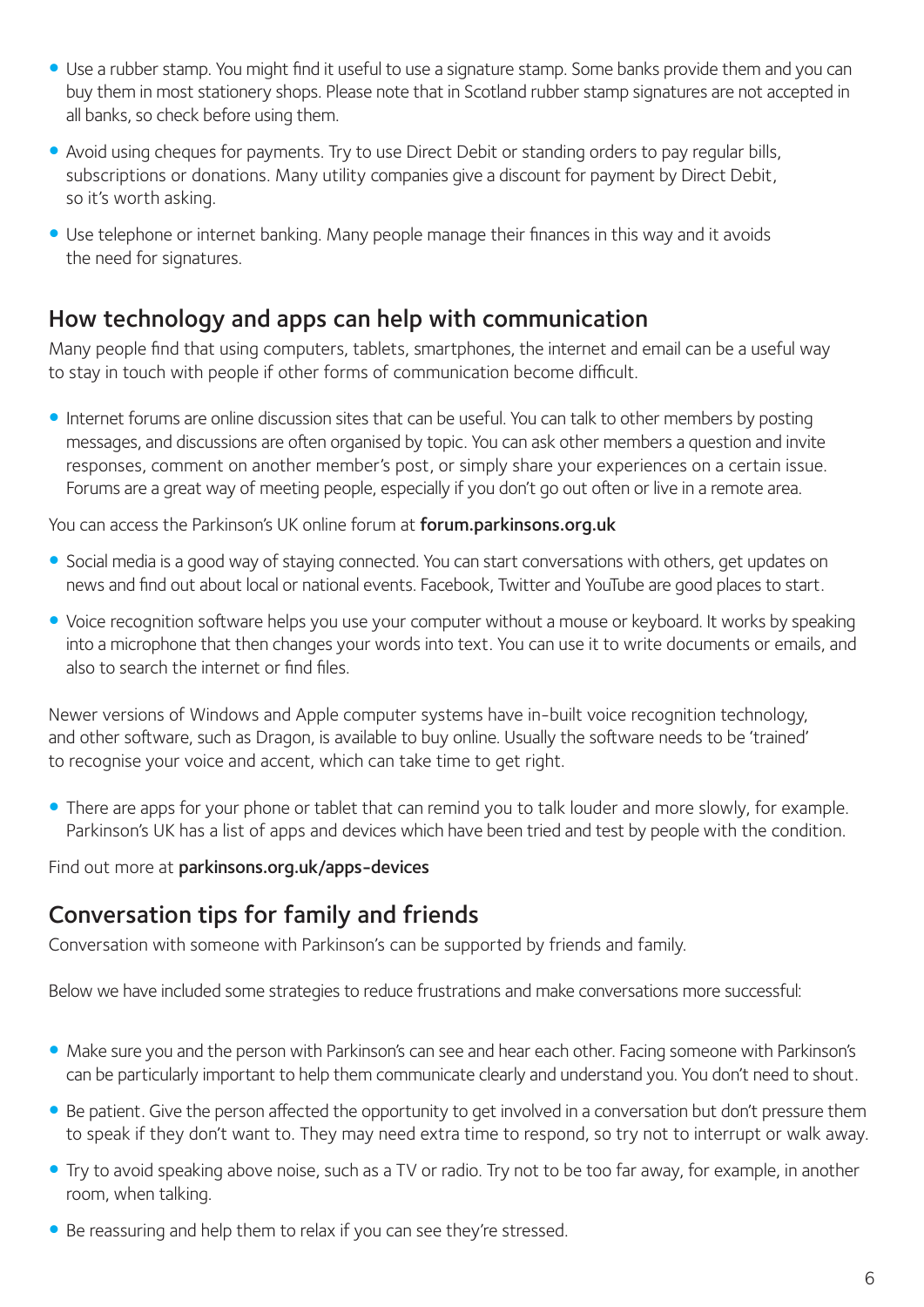- Use a rubber stamp. You might find it useful to use a signature stamp. Some banks provide them and you can buy them in most stationery shops. Please note that in Scotland rubber stamp signatures are not accepted in all banks, so check before using them.
- Avoid using cheques for payments. Try to use Direct Debit or standing orders to pay regular bills, subscriptions or donations. Many utility companies give a discount for payment by Direct Debit, so it's worth asking.
- Use telephone or internet banking. Many people manage their finances in this way and it avoids the need for signatures.

## How technology and apps can help with communication

Many people find that using computers, tablets, smartphones, the internet and email can be a useful way to stay in touch with people if other forms of communication become difficult.

- Internet forums are online discussion sites that can be useful. You can talk to other members by posting messages, and discussions are often organised by topic. You can ask other members a question and invite responses, comment on another member's post, or simply share your experiences on a certain issue. Forums are a great way of meeting people, especially if you don't go out often or live in a remote area.

You can access the Parkinson's UK online forum at **forum.parkinsons.org.uk**

- Social media is a good way of staying connected. You can start conversations with others, get updates on news and find out about local or national events. Facebook, Twitter and YouTube are good places to start.
- Voice recognition software helps you use your computer without a mouse or keyboard. It works by speaking into a microphone that then changes your words into text. You can use it to write documents or emails, and also to search the internet or find files.

Newer versions of Windows and Apple computer systems have in-built voice recognition technology, and other software, such as Dragon, is available to buy online. Usually the software needs to be 'trained' to recognise your voice and accent, which can take time to get right.

- There are apps for your phone or tablet that can remind you to talk louder and more slowly, for example. Parkinson's UK has a list of apps and devices which have been tried and test by people with the condition.

Find out more at **parkinsons.org.uk/apps-devices**

## Conversation tips for family and friends

Conversation with someone with Parkinson's can be supported by friends and family.

Below we have included some strategies to reduce frustrations and make conversations more successful:

- Make sure you and the person with Parkinson's can see and hear each other. Facing someone with Parkinson's can be particularly important to help them communicate clearly and understand you. You don't need to shout.
- Be patient. Give the person affected the opportunity to get involved in a conversation but don't pressure them to speak if they don't want to. They may need extra time to respond, so try not to interrupt or walk away.
- Try to avoid speaking above noise, such as a TV or radio. Try not to be too far away, for example, in another room, when talking.
- Be reassuring and help them to relax if you can see they're stressed.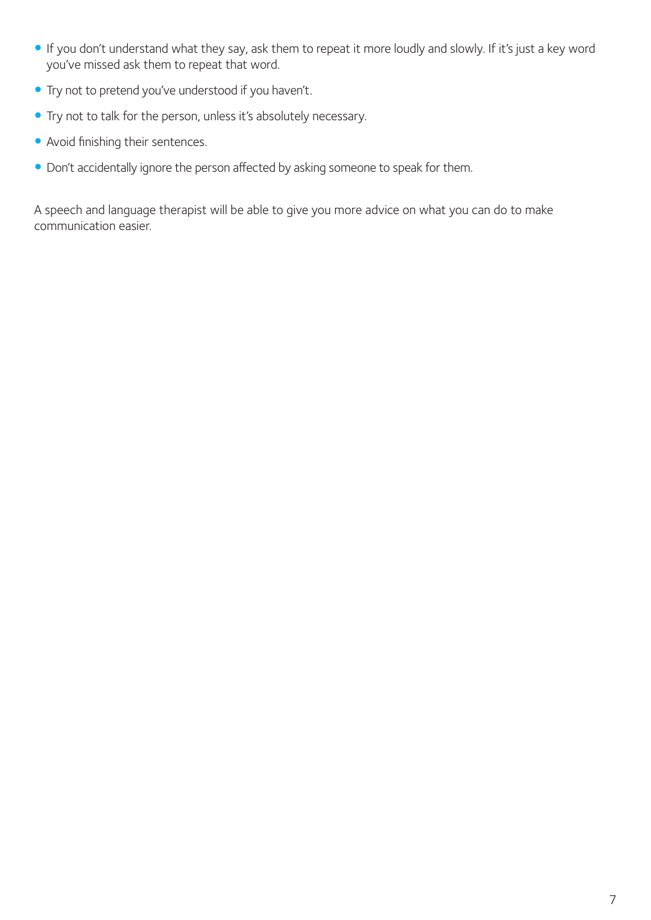- If you don't understand what they say, ask them to repeat it more loudly and slowly. If it's just a key word you've missed ask them to repeat that word.
- Try not to pretend you've understood if you haven't.
- Try not to talk for the person, unless it's absolutely necessary.
- Avoid finishing their sentences.
- Don't accidentally ignore the person affected by asking someone to speak for them.

A speech and language therapist will be able to give you more advice on what you can do to make communication easier.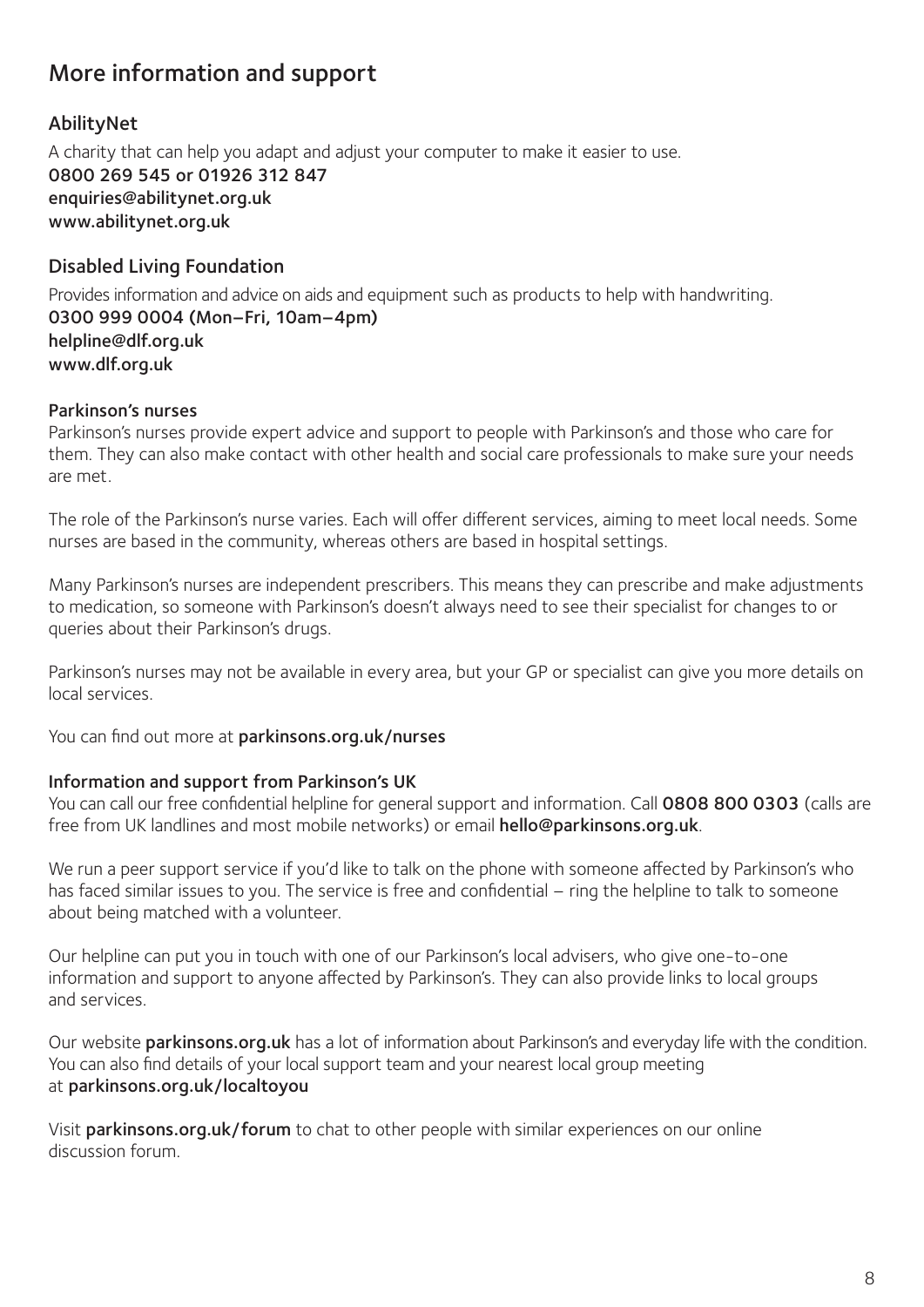## More information and support

### AbilityNet

A charity that can help you adapt and adjust your computer to make it easier to use.
**0800 269 545 or 01926 312 847**
**enquiries@abilitynet.org.uk**
**www.abilitynet.org.uk**

### Disabled Living Foundation

Provides information and advice on aids and equipment such as products to help with handwriting.
**0300 999 0004 (Mon–Fri, 10am–4pm)**
**helpline@dlf.org.uk**
**www.dlf.org.uk**

#### Parkinson's nurses

Parkinson's nurses provide expert advice and support to people with Parkinson's and those who care for them. They can also make contact with other health and social care professionals to make sure your needs are met.

The role of the Parkinson's nurse varies. Each will offer different services, aiming to meet local needs. Some nurses are based in the community, whereas others are based in hospital settings.

Many Parkinson's nurses are independent prescribers. This means they can prescribe and make adjustments to medication, so someone with Parkinson's doesn't always need to see their specialist for changes to or queries about their Parkinson's drugs.

Parkinson's nurses may not be available in every area, but your GP or specialist can give you more details on local services.

You can find out more at **parkinsons.org.uk/nurses**

#### Information and support from Parkinson's UK

You can call our free confidential helpline for general support and information. Call **0808 800 0303** (calls are free from UK landlines and most mobile networks) or email **hello@parkinsons.org.uk**.

We run a peer support service if you'd like to talk on the phone with someone affected by Parkinson's who has faced similar issues to you. The service is free and confidential – ring the helpline to talk to someone about being matched with a volunteer.

Our helpline can put you in touch with one of our Parkinson's local advisers, who give one-to-one information and support to anyone affected by Parkinson's. They can also provide links to local groups and services.

Our website **parkinsons.org.uk** has a lot of information about Parkinson's and everyday life with the condition. You can also find details of your local support team and your nearest local group meeting at **parkinsons.org.uk/localtoyou**

Visit **parkinsons.org.uk/forum** to chat to other people with similar experiences on our online discussion forum.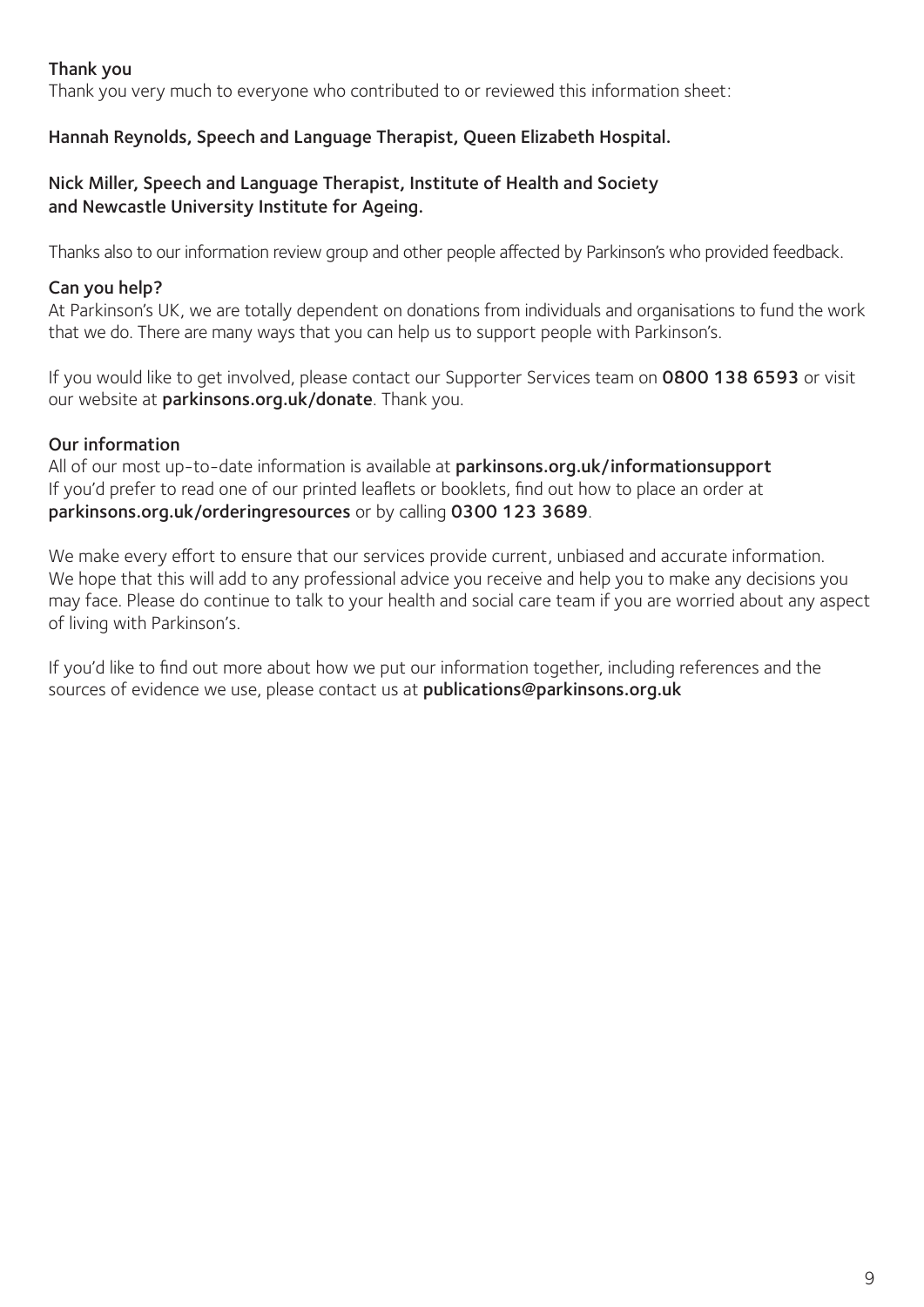### Thank you

Thank you very much to everyone who contributed to or reviewed this information sheet:

**Hannah Reynolds, Speech and Language Therapist, Queen Elizabeth Hospital.**

**Nick Miller, Speech and Language Therapist, Institute of Health and Society and Newcastle University Institute for Ageing.**

Thanks also to our information review group and other people affected by Parkinson's who provided feedback.

### Can you help?

At Parkinson's UK, we are totally dependent on donations from individuals and organisations to fund the work that we do. There are many ways that you can help us to support people with Parkinson's.

If you would like to get involved, please contact our Supporter Services team on **0800 138 6593** or visit our website at **parkinsons.org.uk/donate**. Thank you.

### Our information

All of our most up-to-date information is available at **parkinsons.org.uk/informationsupport**
If you'd prefer to read one of our printed leaflets or booklets, find out how to place an order at **parkinsons.org.uk/orderingresources** or by calling **0300 123 3689**.

We make every effort to ensure that our services provide current, unbiased and accurate information. We hope that this will add to any professional advice you receive and help you to make any decisions you may face. Please do continue to talk to your health and social care team if you are worried about any aspect of living with Parkinson's.

If you'd like to find out more about how we put our information together, including references and the sources of evidence we use, please contact us at **publications@parkinsons.org.uk**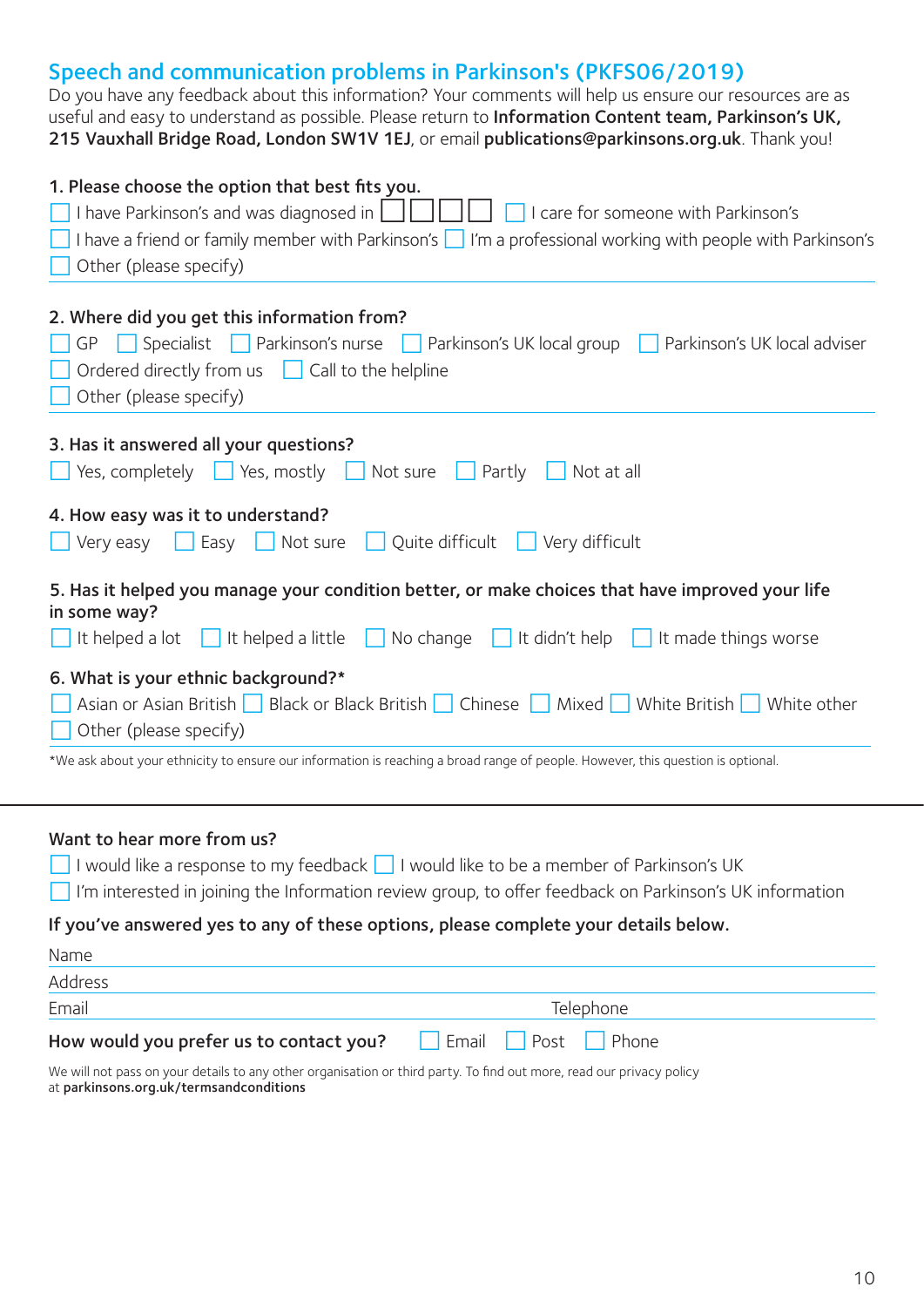## Speech and communication problems in Parkinson's (PKFS06/2019)

Do you have any feedback about this information? Your comments will help us ensure our resources are as useful and easy to understand as possible. Please return to **Information Content team, Parkinson's UK, 215 Vauxhall Bridge Road, London SW1V 1EJ**, or email **publications@parkinsons.org.uk**. Thank you!

**1. Please choose the option that best fits you.**

☐ I have Parkinson's and was diagnosed in ☐☐☐☐ ☐ I care for someone with Parkinson's
☐ I have a friend or family member with Parkinson's ☐ I'm a professional working with people with Parkinson's
☐ Other (please specify)

**2. Where did you get this information from?**

☐ GP ☐ Specialist ☐ Parkinson's nurse ☐ Parkinson's UK local group ☐ Parkinson's UK local adviser
☐ Ordered directly from us ☐ Call to the helpline
☐ Other (please specify)

**3. Has it answered all your questions?**

☐ Yes, completely ☐ Yes, mostly ☐ Not sure ☐ Partly ☐ Not at all

**4. How easy was it to understand?**

☐ Very easy ☐ Easy ☐ Not sure ☐ Quite difficult ☐ Very difficult

**5. Has it helped you manage your condition better, or make choices that have improved your life in some way?**

☐ It helped a lot ☐ It helped a little ☐ No change ☐ It didn't help ☐ It made things worse

**6. What is your ethnic background?***

☐ Asian or Asian British ☐ Black or Black British ☐ Chinese ☐ Mixed ☐ White British ☐ White other
☐ Other (please specify)

*We ask about your ethnicity to ensure our information is reaching a broad range of people. However, this question is optional.

---

**Want to hear more from us?**

☐ I would like a response to my feedback ☐ I would like to be a member of Parkinson's UK
☐ I'm interested in joining the Information review group, to offer feedback on Parkinson's UK information

**If you've answered yes to any of these options, please complete your details below.**

Name

Address

Email Telephone

**How would you prefer us to contact you?** ☐ Email ☐ Post ☐ Phone

We will not pass on your details to any other organisation or third party. To find out more, read our privacy policy at **parkinsons.org.uk/termsandconditions**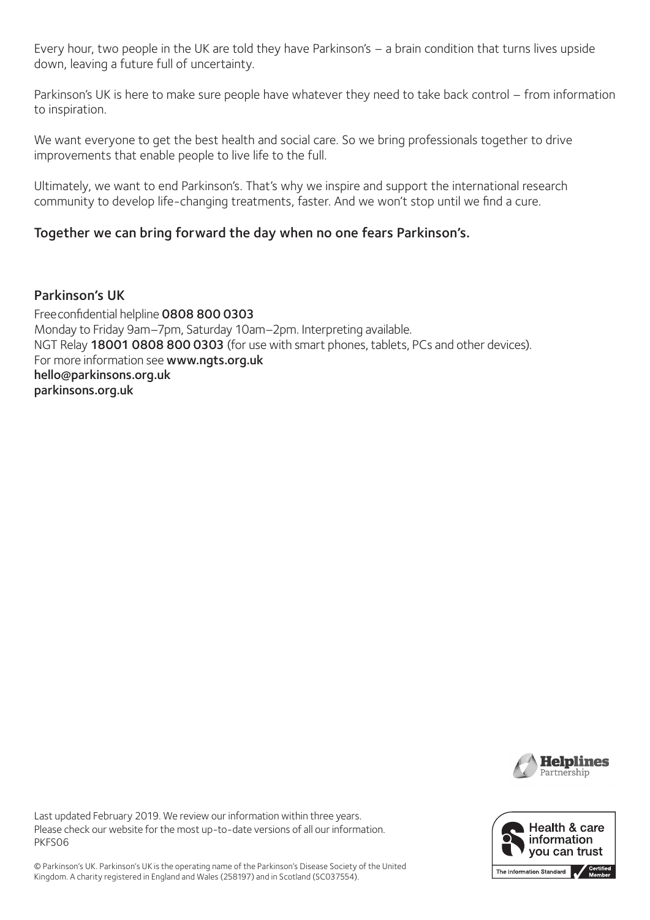Every hour, two people in the UK are told they have Parkinson's – a brain condition that turns lives upside down, leaving a future full of uncertainty.

Parkinson's UK is here to make sure people have whatever they need to take back control – from information to inspiration.

We want everyone to get the best health and social care. So we bring professionals together to drive improvements that enable people to live life to the full.

Ultimately, we want to end Parkinson's. That's why we inspire and support the international research community to develop life-changing treatments, faster. And we won't stop until we find a cure.

**Together we can bring forward the day when no one fears Parkinson's.**

**Parkinson's UK**

Free confidential helpline **0808 800 0303**
Monday to Friday 9am–7pm, Saturday 10am–2pm. Interpreting available.
NGT Relay **18001 0808 800 0303** (for use with smart phones, tablets, PCs and other devices).
For more information see **www.ngts.org.uk**
**hello@parkinsons.org.uk**
**parkinsons.org.uk**

Helplines Partnership

Last updated February 2019. We review our information within three years.
Please check our website for the most up-to-date versions of all our information.
PKFS06

Health & care information you can trust
The Information Standard Certified Member

© Parkinson's UK. Parkinson's UK is the operating name of the Parkinson's Disease Society of the United Kingdom. A charity registered in England and Wales (258197) and in Scotland (SC037554).